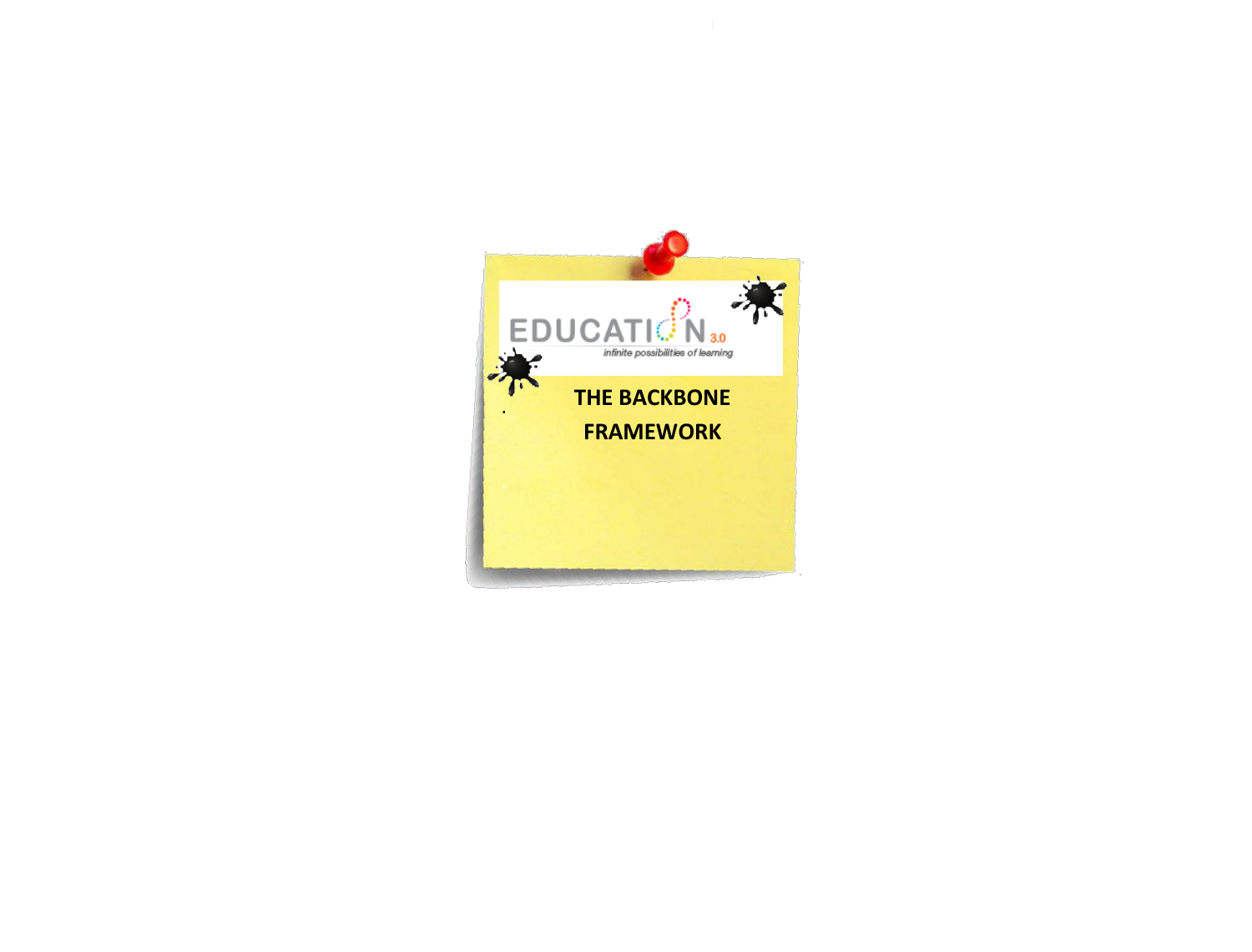EDUCATION 3.0

*infinite possibilities of learning*

# THE BACKBONE FRAMEWORK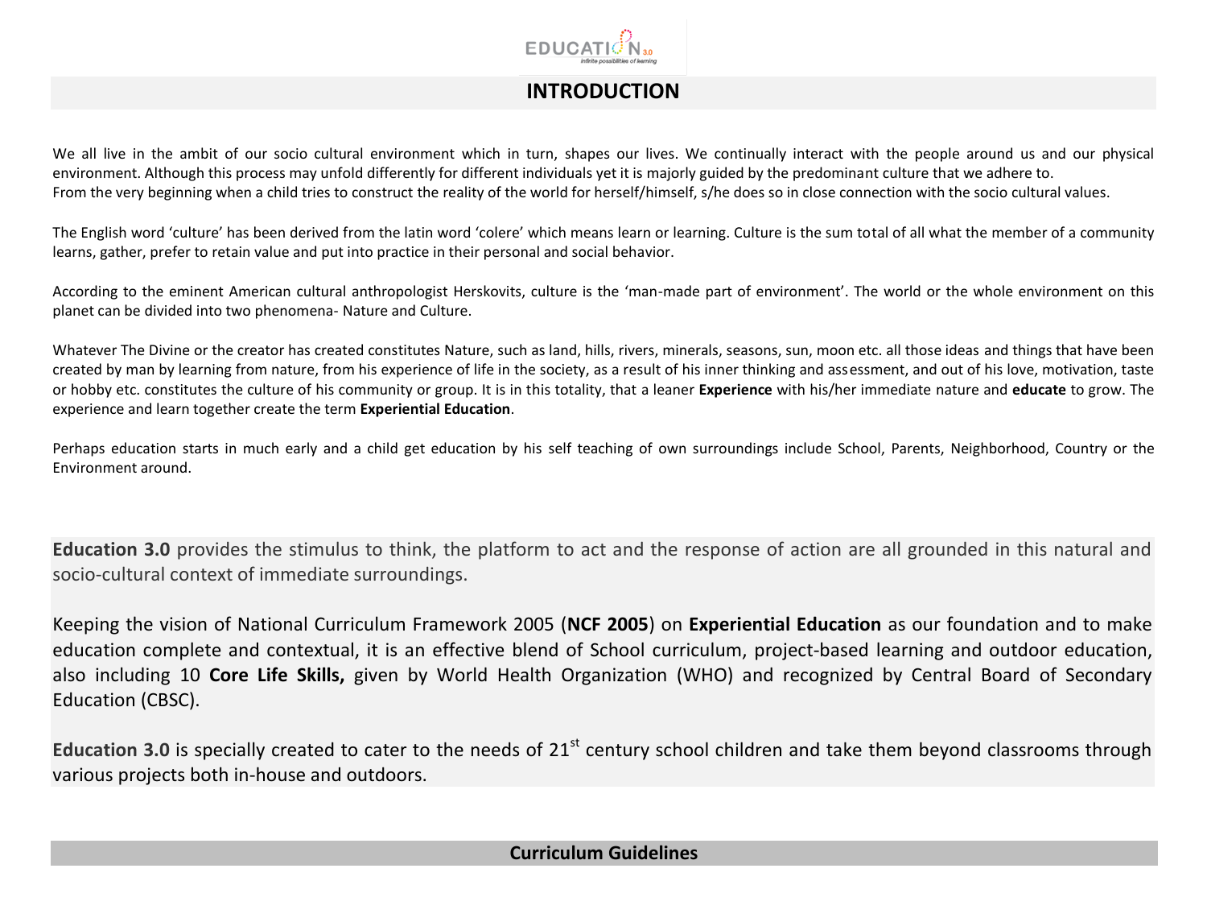# INTRODUCTION

We all live in the ambit of our socio cultural environment which in turn, shapes our lives. We continually interact with the people around us and our physical environment. Although this process may unfold differently for different individuals yet it is majorly guided by the predominant culture that we adhere to.
From the very beginning when a child tries to construct the reality of the world for herself/himself, s/he does so in close connection with the socio cultural values.

The English word 'culture' has been derived from the latin word 'colere' which means learn or learning. Culture is the sum total of all what the member of a community learns, gather, prefer to retain value and put into practice in their personal and social behavior.

According to the eminent American cultural anthropologist Herskovits, culture is the 'man-made part of environment'. The world or the whole environment on this planet can be divided into two phenomena- Nature and Culture.

Whatever The Divine or the creator has created constitutes Nature, such as land, hills, rivers, minerals, seasons, sun, moon etc. all those ideas and things that have been created by man by learning from nature, from his experience of life in the society, as a result of his inner thinking and assessment, and out of his love, motivation, taste or hobby etc. constitutes the culture of his community or group. It is in this totality, that a leaner **Experience** with his/her immediate nature and **educate** to grow. The experience and learn together create the term **Experiential Education**.

Perhaps education starts in much early and a child get education by his self teaching of own surroundings include School, Parents, Neighborhood, Country or the Environment around.

**Education 3.0** provides the stimulus to think, the platform to act and the response of action are all grounded in this natural and socio-cultural context of immediate surroundings.

Keeping the vision of National Curriculum Framework 2005 (**NCF 2005**) on **Experiential Education** as our foundation and to make education complete and contextual, it is an effective blend of School curriculum, project-based learning and outdoor education, also including 10 **Core Life Skills,** given by World Health Organization (WHO) and recognized by Central Board of Secondary Education (CBSC).

**Education 3.0** is specially created to cater to the needs of 21st century school children and take them beyond classrooms through various projects both in-house and outdoors.

## Curriculum Guidelines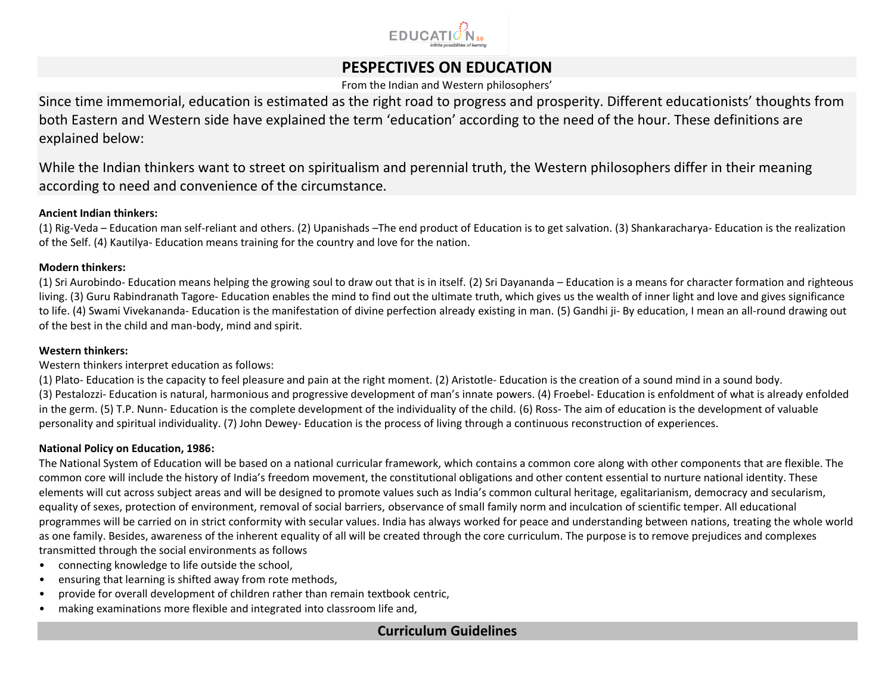## PESPECTIVES ON EDUCATION

From the Indian and Western philosophers'

Since time immemorial, education is estimated as the right road to progress and prosperity. Different educationists' thoughts from both Eastern and Western side have explained the term 'education' according to the need of the hour. These definitions are explained below:

While the Indian thinkers want to street on spiritualism and perennial truth, the Western philosophers differ in their meaning according to need and convenience of the circumstance.

**Ancient Indian thinkers:**

(1) Rig-Veda – Education man self-reliant and others. (2) Upanishads –The end product of Education is to get salvation. (3) Shankaracharya- Education is the realization of the Self. (4) Kautilya- Education means training for the country and love for the nation.

**Modern thinkers:**

(1) Sri Aurobindo- Education means helping the growing soul to draw out that is in itself. (2) Sri Dayananda – Education is a means for character formation and righteous living. (3) Guru Rabindranath Tagore- Education enables the mind to find out the ultimate truth, which gives us the wealth of inner light and love and gives significance to life. (4) Swami Vivekananda- Education is the manifestation of divine perfection already existing in man. (5) Gandhi ji- By education, I mean an all-round drawing out of the best in the child and man-body, mind and spirit.

**Western thinkers:**

Western thinkers interpret education as follows:

(1) Plato- Education is the capacity to feel pleasure and pain at the right moment. (2) Aristotle- Education is the creation of a sound mind in a sound body.
(3) Pestalozzi- Education is natural, harmonious and progressive development of man's innate powers. (4) Froebel- Education is enfoldment of what is already enfolded in the germ. (5) T.P. Nunn- Education is the complete development of the individuality of the child. (6) Ross- The aim of education is the development of valuable personality and spiritual individuality. (7) John Dewey- Education is the process of living through a continuous reconstruction of experiences.

**National Policy on Education, 1986:**

The National System of Education will be based on a national curricular framework, which contains a common core along with other components that are flexible. The common core will include the history of India's freedom movement, the constitutional obligations and other content essential to nurture national identity. These elements will cut across subject areas and will be designed to promote values such as India's common cultural heritage, egalitarianism, democracy and secularism, equality of sexes, protection of environment, removal of social barriers, observance of small family norm and inculcation of scientific temper. All educational programmes will be carried on in strict conformity with secular values. India has always worked for peace and understanding between nations, treating the whole world as one family. Besides, awareness of the inherent equality of all will be created through the core curriculum. The purpose is to remove prejudices and complexes transmitted through the social environments as follows

- connecting knowledge to life outside the school,
- ensuring that learning is shifted away from rote methods,
- provide for overall development of children rather than remain textbook centric,
- making examinations more flexible and integrated into classroom life and,

## Curriculum Guidelines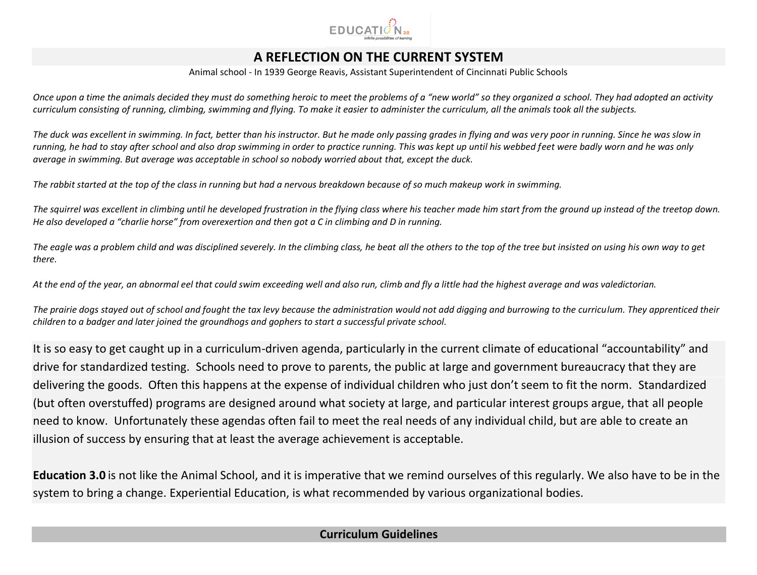# A REFLECTION ON THE CURRENT SYSTEM

Animal school - In 1939 George Reavis, Assistant Superintendent of Cincinnati Public Schools

*Once upon a time the animals decided they must do something heroic to meet the problems of a "new world" so they organized a school. They had adopted an activity curriculum consisting of running, climbing, swimming and flying. To make it easier to administer the curriculum, all the animals took all the subjects.*

*The duck was excellent in swimming. In fact, better than his instructor. But he made only passing grades in flying and was very poor in running. Since he was slow in running, he had to stay after school and also drop swimming in order to practice running. This was kept up until his webbed feet were badly worn and he was only average in swimming. But average was acceptable in school so nobody worried about that, except the duck.*

*The rabbit started at the top of the class in running but had a nervous breakdown because of so much makeup work in swimming.*

*The squirrel was excellent in climbing until he developed frustration in the flying class where his teacher made him start from the ground up instead of the treetop down. He also developed a "charlie horse" from overexertion and then got a C in climbing and D in running.*

*The eagle was a problem child and was disciplined severely. In the climbing class, he beat all the others to the top of the tree but insisted on using his own way to get there.*

*At the end of the year, an abnormal eel that could swim exceeding well and also run, climb and fly a little had the highest average and was valedictorian.*

*The prairie dogs stayed out of school and fought the tax levy because the administration would not add digging and burrowing to the curriculum. They apprenticed their children to a badger and later joined the groundhogs and gophers to start a successful private school.*

It is so easy to get caught up in a curriculum-driven agenda, particularly in the current climate of educational "accountability" and drive for standardized testing. Schools need to prove to parents, the public at large and government bureaucracy that they are delivering the goods. Often this happens at the expense of individual children who just don't seem to fit the norm. Standardized (but often overstuffed) programs are designed around what society at large, and particular interest groups argue, that all people need to know. Unfortunately these agendas often fail to meet the real needs of any individual child, but are able to create an illusion of success by ensuring that at least the average achievement is acceptable.

**Education 3.0** is not like the Animal School, and it is imperative that we remind ourselves of this regularly. We also have to be in the system to bring a change. Experiential Education, is what recommended by various organizational bodies.

## Curriculum Guidelines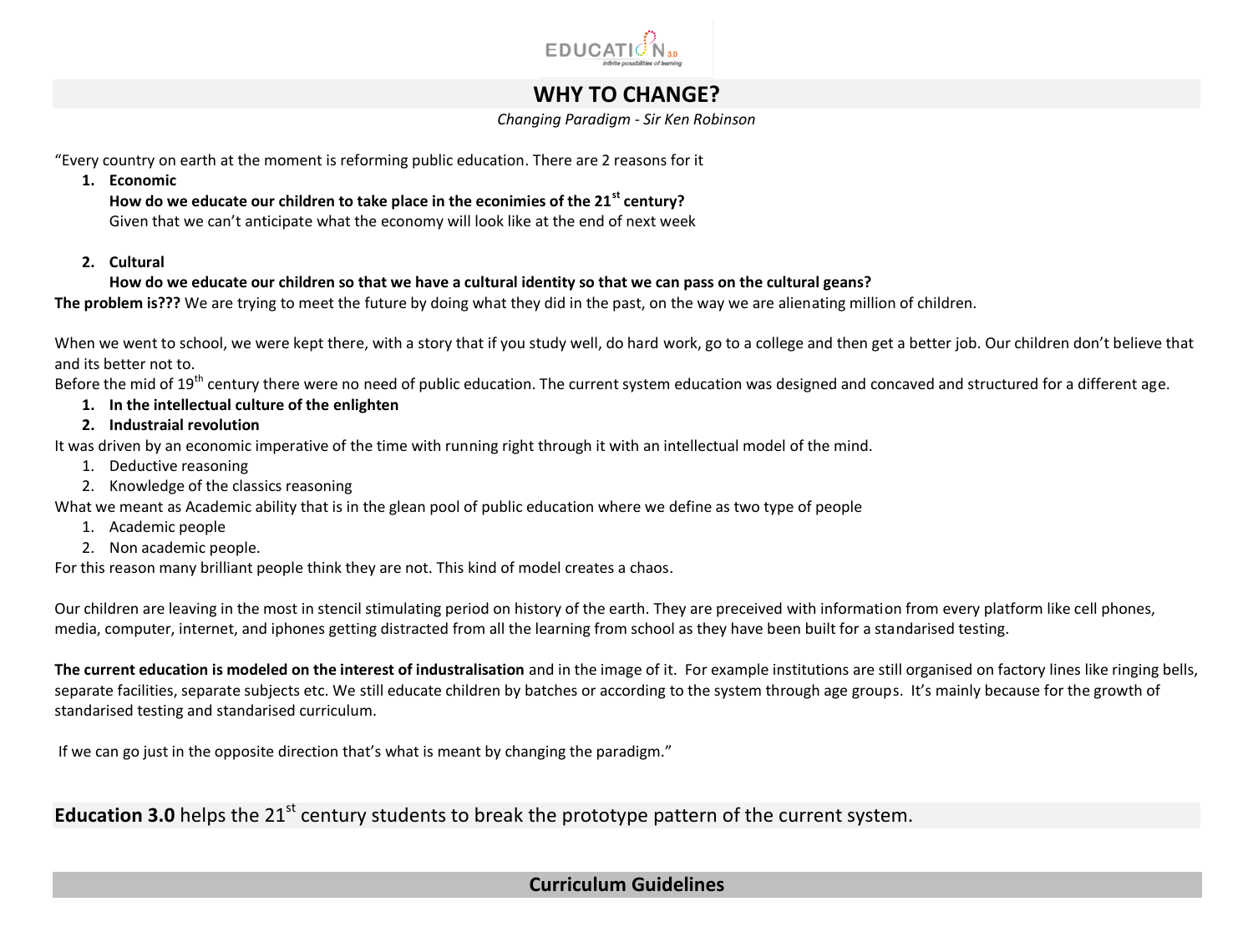# WHY TO CHANGE?

*Changing Paradigm - Sir Ken Robinson*

"Every country on earth at the moment is reforming public education. There are 2 reasons for it

1. **Economic**
   **How do we educate our children to take place in the econimies of the 21st century?**
   Given that we can't anticipate what the economy will look like at the end of next week

2. **Cultural**
   **How do we educate our children so that we have a cultural identity so that we can pass on the cultural geans?**

**The problem is???** We are trying to meet the future by doing what they did in the past, on the way we are alienating million of children.

When we went to school, we were kept there, with a story that if you study well, do hard work, go to a college and then get a better job. Our children don't believe that and its better not to.

Before the mid of 19th century there were no need of public education. The current system education was designed and concaved and structured for a different age.

1. **In the intellectual culture of the enlighten**
2. **Industraial revolution**

It was driven by an economic imperative of the time with running right through it with an intellectual model of the mind.

1. Deductive reasoning
2. Knowledge of the classics reasoning

What we meant as Academic ability that is in the glean pool of public education where we define as two type of people

1. Academic people
2. Non academic people.

For this reason many brilliant people think they are not. This kind of model creates a chaos.

Our children are leaving in the most in stencil stimulating period on history of the earth. They are preceived with information from every platform like cell phones, media, computer, internet, and iphones getting distracted from all the learning from school as they have been built for a standarised testing.

**The current education is modeled on the interest of industralisation** and in the image of it. For example institutions are still organised on factory lines like ringing bells, separate facilities, separate subjects etc. We still educate children by batches or according to the system through age groups. It's mainly because for the growth of standarised testing and standarised curriculum.

If we can go just in the opposite direction that's what is meant by changing the paradigm."

**Education 3.0** helps the 21st century students to break the prototype pattern of the current system.

## Curriculum Guidelines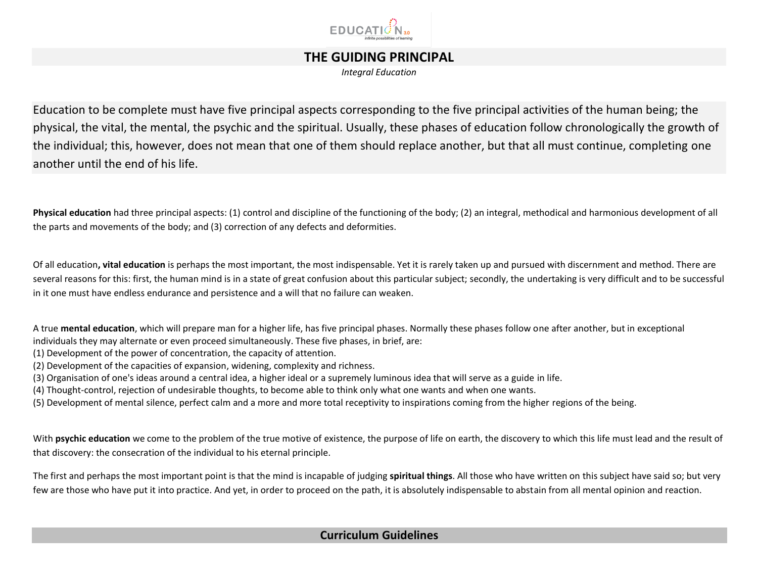# THE GUIDING PRINCIPAL

*Integral Education*

Education to be complete must have five principal aspects corresponding to the five principal activities of the human being; the physical, the vital, the mental, the psychic and the spiritual. Usually, these phases of education follow chronologically the growth of the individual; this, however, does not mean that one of them should replace another, but that all must continue, completing one another until the end of his life.

**Physical education** had three principal aspects: (1) control and discipline of the functioning of the body; (2) an integral, methodical and harmonious development of all the parts and movements of the body; and (3) correction of any defects and deformities.

Of all education**, vital education** is perhaps the most important, the most indispensable. Yet it is rarely taken up and pursued with discernment and method. There are several reasons for this: first, the human mind is in a state of great confusion about this particular subject; secondly, the undertaking is very difficult and to be successful in it one must have endless endurance and persistence and a will that no failure can weaken.

A true **mental education**, which will prepare man for a higher life, has five principal phases. Normally these phases follow one after another, but in exceptional individuals they may alternate or even proceed simultaneously. These five phases, in brief, are:

(1) Development of the power of concentration, the capacity of attention.
(2) Development of the capacities of expansion, widening, complexity and richness.
(3) Organisation of one's ideas around a central idea, a higher ideal or a supremely luminous idea that will serve as a guide in life.
(4) Thought-control, rejection of undesirable thoughts, to become able to think only what one wants and when one wants.
(5) Development of mental silence, perfect calm and a more and more total receptivity to inspirations coming from the higher regions of the being.

With **psychic education** we come to the problem of the true motive of existence, the purpose of life on earth, the discovery to which this life must lead and the result of that discovery: the consecration of the individual to his eternal principle.

The first and perhaps the most important point is that the mind is incapable of judging **spiritual things**. All those who have written on this subject have said so; but very few are those who have put it into practice. And yet, in order to proceed on the path, it is absolutely indispensable to abstain from all mental opinion and reaction.

## Curriculum Guidelines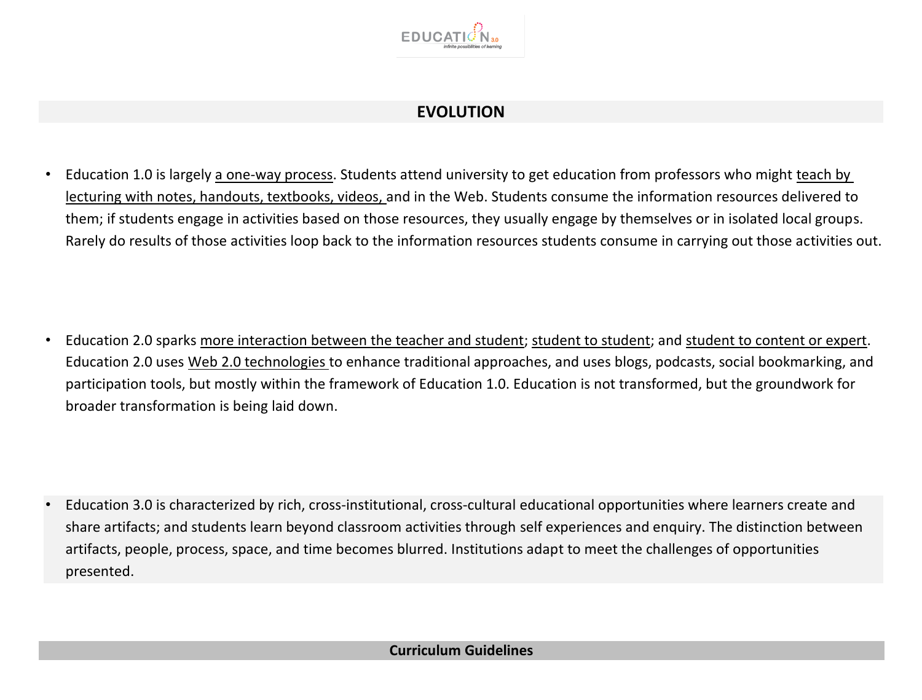## EVOLUTION

- Education 1.0 is largely a one-way process. Students attend university to get education from professors who might teach by lecturing with notes, handouts, textbooks, videos, and in the Web. Students consume the information resources delivered to them; if students engage in activities based on those resources, they usually engage by themselves or in isolated local groups. Rarely do results of those activities loop back to the information resources students consume in carrying out those activities out.

- Education 2.0 sparks more interaction between the teacher and student; student to student; and student to content or expert. Education 2.0 uses Web 2.0 technologies to enhance traditional approaches, and uses blogs, podcasts, social bookmarking, and participation tools, but mostly within the framework of Education 1.0. Education is not transformed, but the groundwork for broader transformation is being laid down.

- Education 3.0 is characterized by rich, cross-institutional, cross-cultural educational opportunities where learners create and share artifacts; and students learn beyond classroom activities through self experiences and enquiry. The distinction between artifacts, people, process, space, and time becomes blurred. Institutions adapt to meet the challenges of opportunities presented.

## Curriculum Guidelines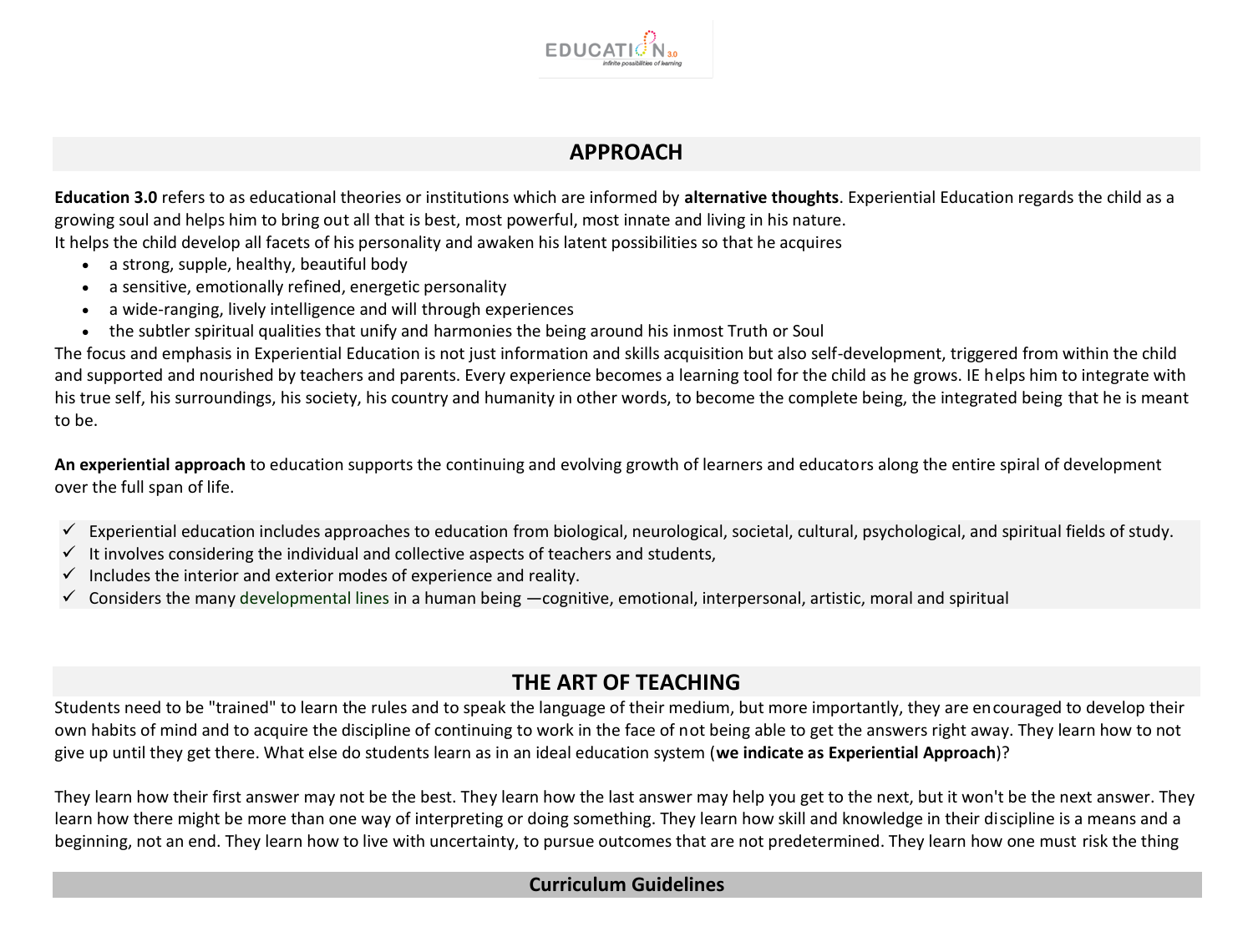## APPROACH

**Education 3.0** refers to as educational theories or institutions which are informed by **alternative thoughts**. Experiential Education regards the child as a growing soul and helps him to bring out all that is best, most powerful, most innate and living in his nature.
It helps the child develop all facets of his personality and awaken his latent possibilities so that he acquires

- a strong, supple, healthy, beautiful body
- a sensitive, emotionally refined, energetic personality
- a wide-ranging, lively intelligence and will through experiences
- the subtler spiritual qualities that unify and harmonies the being around his inmost Truth or Soul

The focus and emphasis in Experiential Education is not just information and skills acquisition but also self-development, triggered from within the child and supported and nourished by teachers and parents. Every experience becomes a learning tool for the child as he grows. IE helps him to integrate with his true self, his surroundings, his society, his country and humanity in other words, to become the complete being, the integrated being that he is meant to be.

**An experiential approach** to education supports the continuing and evolving growth of learners and educators along the entire spiral of development over the full span of life.

- ✓ Experiential education includes approaches to education from biological, neurological, societal, cultural, psychological, and spiritual fields of study.
- ✓ It involves considering the individual and collective aspects of teachers and students,
- ✓ Includes the interior and exterior modes of experience and reality.
- ✓ Considers the many developmental lines in a human being —cognitive, emotional, interpersonal, artistic, moral and spiritual

## THE ART OF TEACHING

Students need to be "trained" to learn the rules and to speak the language of their medium, but more importantly, they are encouraged to develop their own habits of mind and to acquire the discipline of continuing to work in the face of not being able to get the answers right away. They learn how to not give up until they get there. What else do students learn as in an ideal education system (**we indicate as Experiential Approach**)?

They learn how their first answer may not be the best. They learn how the last answer may help you get to the next, but it won't be the next answer. They learn how there might be more than one way of interpreting or doing something. They learn how skill and knowledge in their discipline is a means and a beginning, not an end. They learn how to live with uncertainty, to pursue outcomes that are not predetermined. They learn how one must risk the thing

## Curriculum Guidelines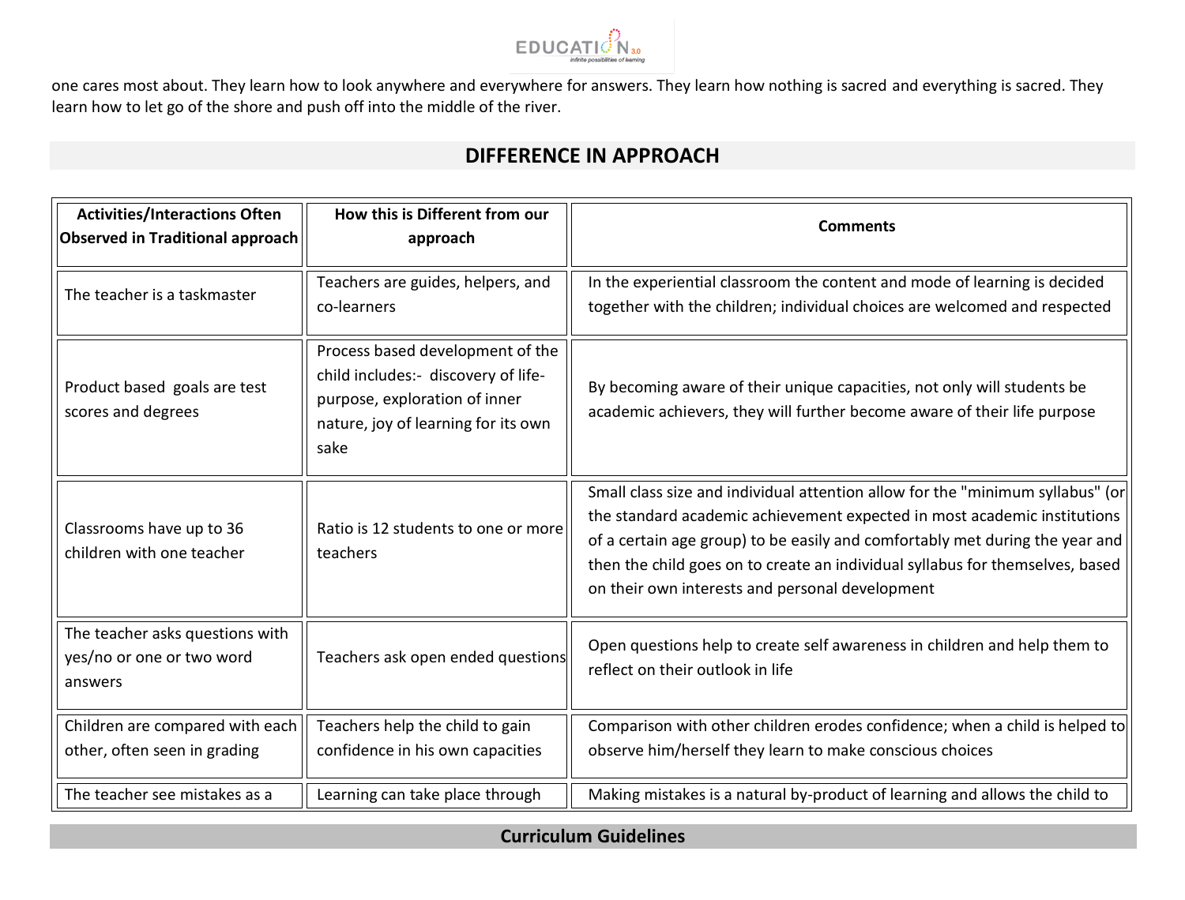one cares most about. They learn how to look anywhere and everywhere for answers. They learn how nothing is sacred and everything is sacred. They learn how to let go of the shore and push off into the middle of the river.

## DIFFERENCE IN APPROACH

| Activities/Interactions Often Observed in Traditional approach | How this is Different from our approach | Comments |
|---|---|---|
| The teacher is a taskmaster | Teachers are guides, helpers, and co-learners | In the experiential classroom the content and mode of learning is decided together with the children; individual choices are welcomed and respected |
| Product based goals are test scores and degrees | Process based development of the child includes:- discovery of life-purpose, exploration of inner nature, joy of learning for its own sake | By becoming aware of their unique capacities, not only will students be academic achievers, they will further become aware of their life purpose |
| Classrooms have up to 36 children with one teacher | Ratio is 12 students to one or more teachers | Small class size and individual attention allow for the "minimum syllabus" (or the standard academic achievement expected in most academic institutions of a certain age group) to be easily and comfortably met during the year and then the child goes on to create an individual syllabus for themselves, based on their own interests and personal development |
| The teacher asks questions with yes/no or one or two word answers | Teachers ask open ended questions | Open questions help to create self awareness in children and help them to reflect on their outlook in life |
| Children are compared with each other, often seen in grading | Teachers help the child to gain confidence in his own capacities | Comparison with other children erodes confidence; when a child is helped to observe him/herself they learn to make conscious choices |
| The teacher see mistakes as a | Learning can take place through | Making mistakes is a natural by-product of learning and allows the child to |

## Curriculum Guidelines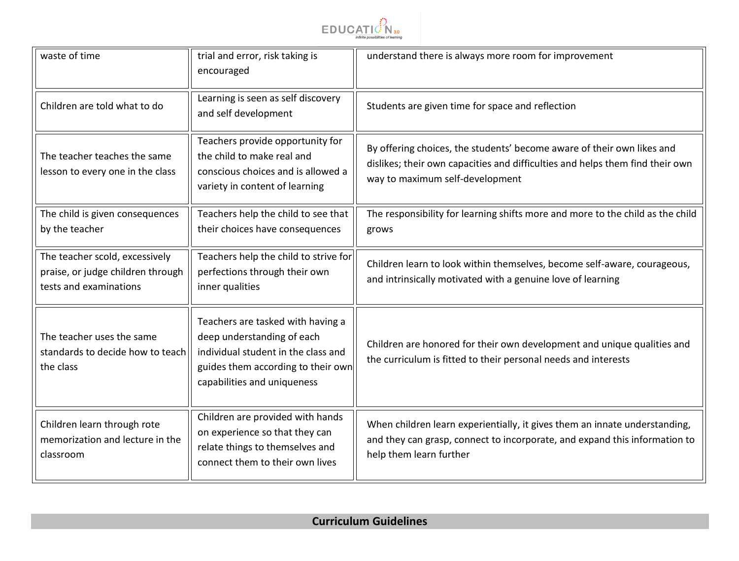| | | |
|---|---|---|
| waste of time | trial and error, risk taking is encouraged | understand there is always more room for improvement |
| Children are told what to do | Learning is seen as self discovery and self development | Students are given time for space and reflection |
| The teacher teaches the same lesson to every one in the class | Teachers provide opportunity for the child to make real and conscious choices and is allowed a variety in content of learning | By offering choices, the students' become aware of their own likes and dislikes; their own capacities and difficulties and helps them find their own way to maximum self-development |
| The child is given consequences by the teacher | Teachers help the child to see that their choices have consequences | The responsibility for learning shifts more and more to the child as the child grows |
| The teacher scold, excessively praise, or judge children through tests and examinations | Teachers help the child to strive for perfections through their own inner qualities | Children learn to look within themselves, become self-aware, courageous, and intrinsically motivated with a genuine love of learning |
| The teacher uses the same standards to decide how to teach the class | Teachers are tasked with having a deep understanding of each individual student in the class and guides them according to their own capabilities and uniqueness | Children are honored for their own development and unique qualities and the curriculum is fitted to their personal needs and interests |
| Children learn through rote memorization and lecture in the classroom | Children are provided with hands on experience so that they can relate things to themselves and connect them to their own lives | When children learn experientially, it gives them an innate understanding, and they can grasp, connect to incorporate, and expand this information to help them learn further |

## Curriculum Guidelines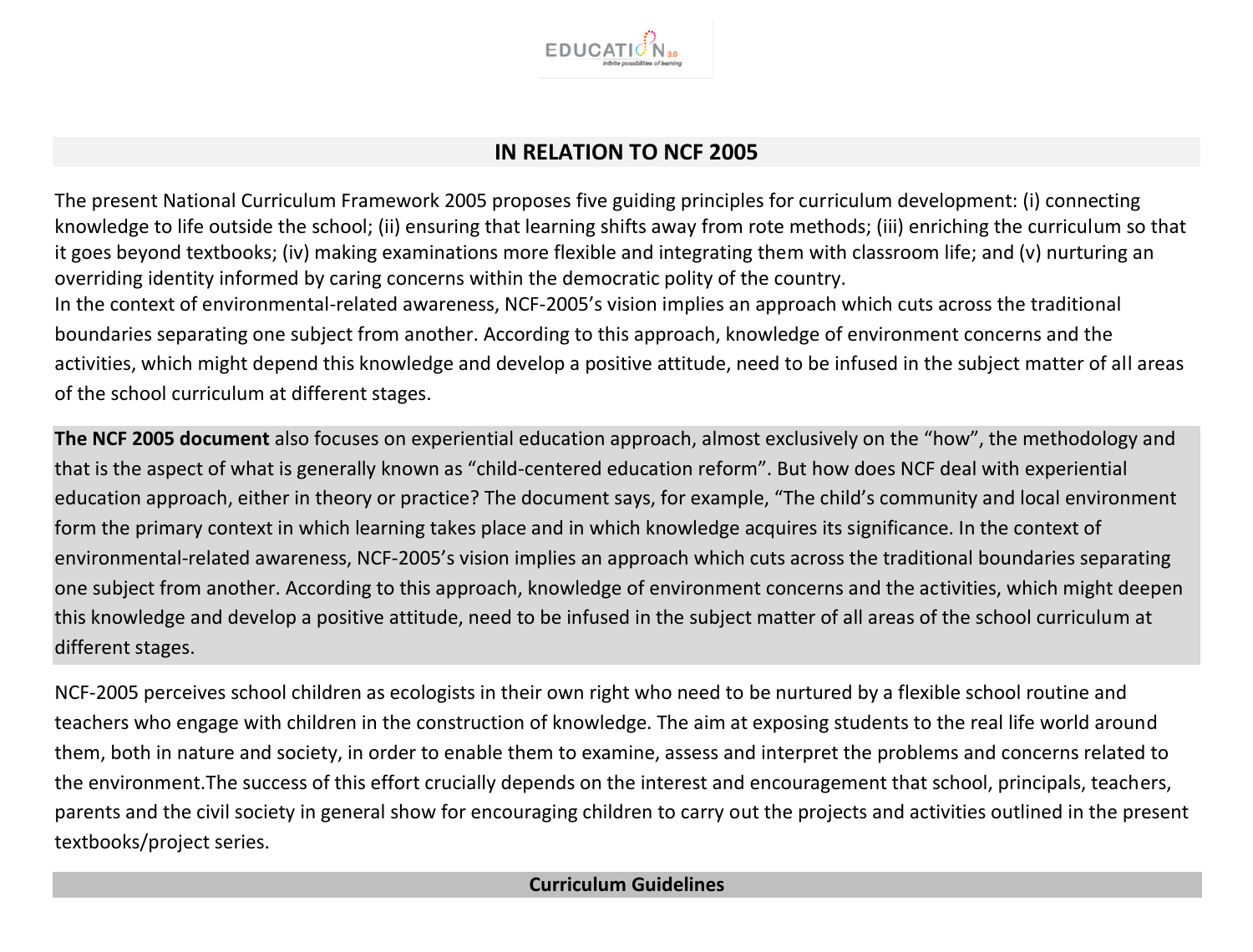## IN RELATION TO NCF 2005

The present National Curriculum Framework 2005 proposes five guiding principles for curriculum development: (i) connecting knowledge to life outside the school; (ii) ensuring that learning shifts away from rote methods; (iii) enriching the curriculum so that it goes beyond textbooks; (iv) making examinations more flexible and integrating them with classroom life; and (v) nurturing an overriding identity informed by caring concerns within the democratic polity of the country.
In the context of environmental-related awareness, NCF-2005's vision implies an approach which cuts across the traditional boundaries separating one subject from another. According to this approach, knowledge of environment concerns and the activities, which might depend this knowledge and develop a positive attitude, need to be infused in the subject matter of all areas of the school curriculum at different stages.

**The NCF 2005 document** also focuses on experiential education approach, almost exclusively on the "how", the methodology and that is the aspect of what is generally known as "child-centered education reform". But how does NCF deal with experiential education approach, either in theory or practice? The document says, for example, "The child's community and local environment form the primary context in which learning takes place and in which knowledge acquires its significance. In the context of environmental-related awareness, NCF-2005's vision implies an approach which cuts across the traditional boundaries separating one subject from another. According to this approach, knowledge of environment concerns and the activities, which might deepen this knowledge and develop a positive attitude, need to be infused in the subject matter of all areas of the school curriculum at different stages.

NCF-2005 perceives school children as ecologists in their own right who need to be nurtured by a flexible school routine and teachers who engage with children in the construction of knowledge. The aim at exposing students to the real life world around them, both in nature and society, in order to enable them to examine, assess and interpret the problems and concerns related to the environment.The success of this effort crucially depends on the interest and encouragement that school, principals, teachers, parents and the civil society in general show for encouraging children to carry out the projects and activities outlined in the present textbooks/project series.

## Curriculum Guidelines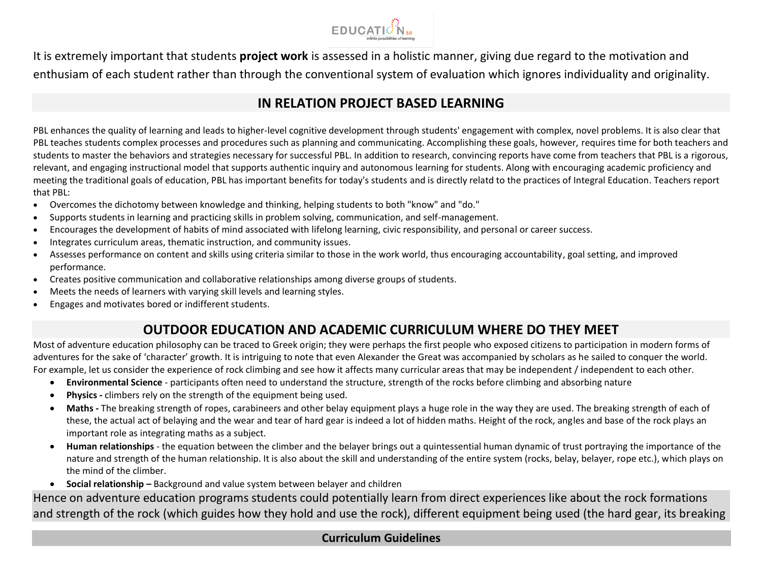It is extremely important that students **project work** is assessed in a holistic manner, giving due regard to the motivation and enthusiam of each student rather than through the conventional system of evaluation which ignores individuality and originality.

## IN RELATION PROJECT BASED LEARNING

PBL enhances the quality of learning and leads to higher-level cognitive development through students' engagement with complex, novel problems. It is also clear that PBL teaches students complex processes and procedures such as planning and communicating. Accomplishing these goals, however, requires time for both teachers and students to master the behaviors and strategies necessary for successful PBL. In addition to research, convincing reports have come from teachers that PBL is a rigorous, relevant, and engaging instructional model that supports authentic inquiry and autonomous learning for students. Along with encouraging academic proficiency and meeting the traditional goals of education, PBL has important benefits for today's students and is directly relatd to the practices of Integral Education. Teachers report that PBL:

- Overcomes the dichotomy between knowledge and thinking, helping students to both "know" and "do."
- Supports students in learning and practicing skills in problem solving, communication, and self-management.
- Encourages the development of habits of mind associated with lifelong learning, civic responsibility, and personal or career success.
- Integrates curriculum areas, thematic instruction, and community issues.
- Assesses performance on content and skills using criteria similar to those in the work world, thus encouraging accountability, goal setting, and improved performance.
- Creates positive communication and collaborative relationships among diverse groups of students.
- Meets the needs of learners with varying skill levels and learning styles.
- Engages and motivates bored or indifferent students.

## OUTDOOR EDUCATION AND ACADEMIC CURRICULUM WHERE DO THEY MEET

Most of adventure education philosophy can be traced to Greek origin; they were perhaps the first people who exposed citizens to participation in modern forms of adventures for the sake of 'character' growth. It is intriguing to note that even Alexander the Great was accompanied by scholars as he sailed to conquer the world. For example, let us consider the experience of rock climbing and see how it affects many curricular areas that may be independent / independent to each other.

- **Environmental Science** - participants often need to understand the structure, strength of the rocks before climbing and absorbing nature
- **Physics -** climbers rely on the strength of the equipment being used.
- **Maths -** The breaking strength of ropes, carabineers and other belay equipment plays a huge role in the way they are used. The breaking strength of each of these, the actual act of belaying and the wear and tear of hard gear is indeed a lot of hidden maths. Height of the rock, angles and base of the rock plays an important role as integrating maths as a subject.
- **Human relationships** - the equation between the climber and the belayer brings out a quintessential human dynamic of trust portraying the importance of the nature and strength of the human relationship. It is also about the skill and understanding of the entire system (rocks, belay, belayer, rope etc.), which plays on the mind of the climber.
- **Social relationship –** Background and value system between belayer and children

Hence on adventure education programs students could potentially learn from direct experiences like about the rock formations and strength of the rock (which guides how they hold and use the rock), different equipment being used (the hard gear, its breaking

**Curriculum Guidelines**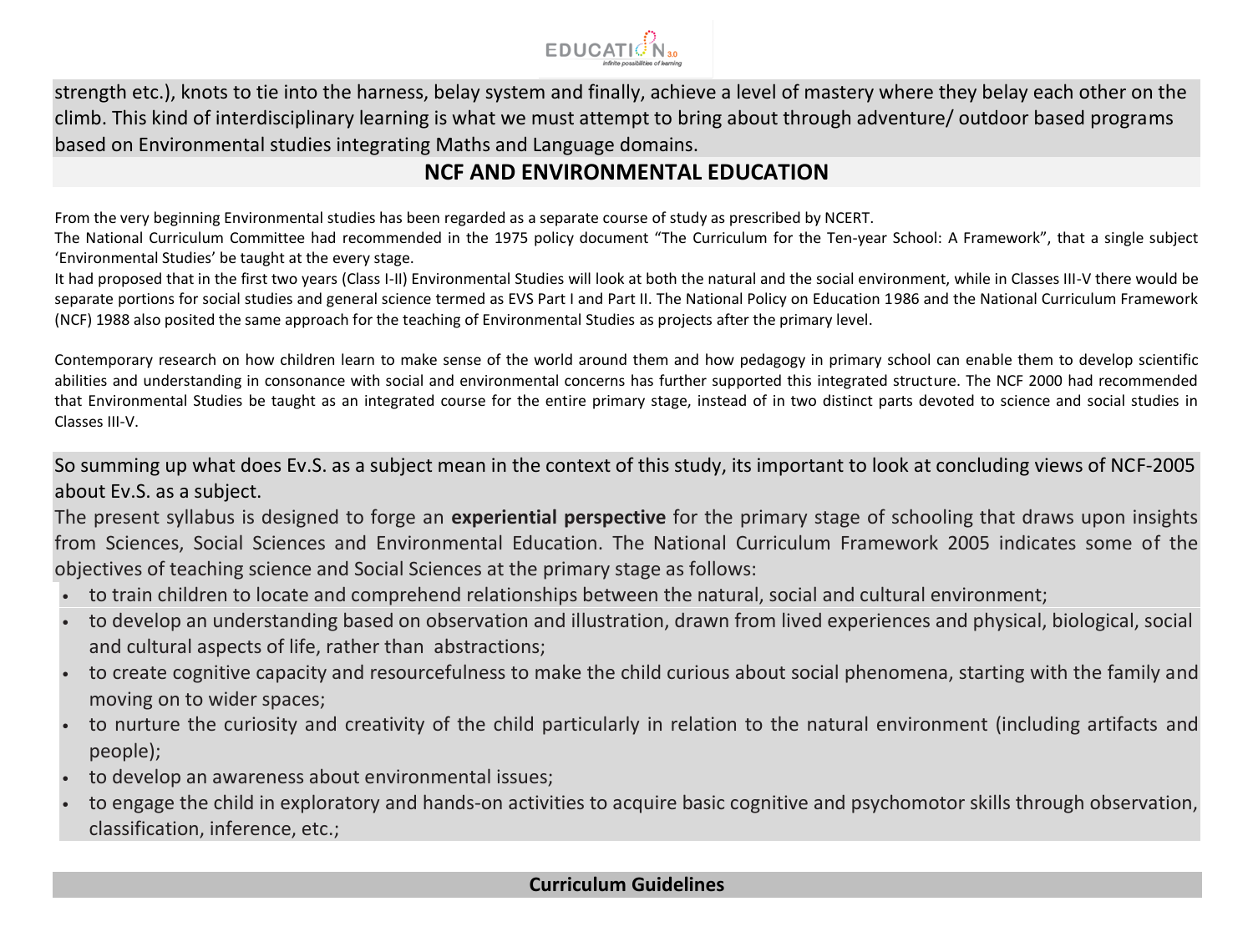strength etc.), knots to tie into the harness, belay system and finally, achieve a level of mastery where they belay each other on the climb. This kind of interdisciplinary learning is what we must attempt to bring about through adventure/ outdoor based programs based on Environmental studies integrating Maths and Language domains.

## NCF AND ENVIRONMENTAL EDUCATION

From the very beginning Environmental studies has been regarded as a separate course of study as prescribed by NCERT.

The National Curriculum Committee had recommended in the 1975 policy document "The Curriculum for the Ten-year School: A Framework", that a single subject 'Environmental Studies' be taught at the every stage.

It had proposed that in the first two years (Class I-II) Environmental Studies will look at both the natural and the social environment, while in Classes III-V there would be separate portions for social studies and general science termed as EVS Part I and Part II. The National Policy on Education 1986 and the National Curriculum Framework (NCF) 1988 also posited the same approach for the teaching of Environmental Studies as projects after the primary level.

Contemporary research on how children learn to make sense of the world around them and how pedagogy in primary school can enable them to develop scientific abilities and understanding in consonance with social and environmental concerns has further supported this integrated structure. The NCF 2000 had recommended that Environmental Studies be taught as an integrated course for the entire primary stage, instead of in two distinct parts devoted to science and social studies in Classes III-V.

So summing up what does Ev.S. as a subject mean in the context of this study, its important to look at concluding views of NCF-2005 about Ev.S. as a subject.

The present syllabus is designed to forge an **experiential perspective** for the primary stage of schooling that draws upon insights from Sciences, Social Sciences and Environmental Education. The National Curriculum Framework 2005 indicates some of the objectives of teaching science and Social Sciences at the primary stage as follows:

- to train children to locate and comprehend relationships between the natural, social and cultural environment;
- to develop an understanding based on observation and illustration, drawn from lived experiences and physical, biological, social and cultural aspects of life, rather than abstractions;
- to create cognitive capacity and resourcefulness to make the child curious about social phenomena, starting with the family and moving on to wider spaces;
- to nurture the curiosity and creativity of the child particularly in relation to the natural environment (including artifacts and people);
- to develop an awareness about environmental issues;
- to engage the child in exploratory and hands-on activities to acquire basic cognitive and psychomotor skills through observation, classification, inference, etc.;

## Curriculum Guidelines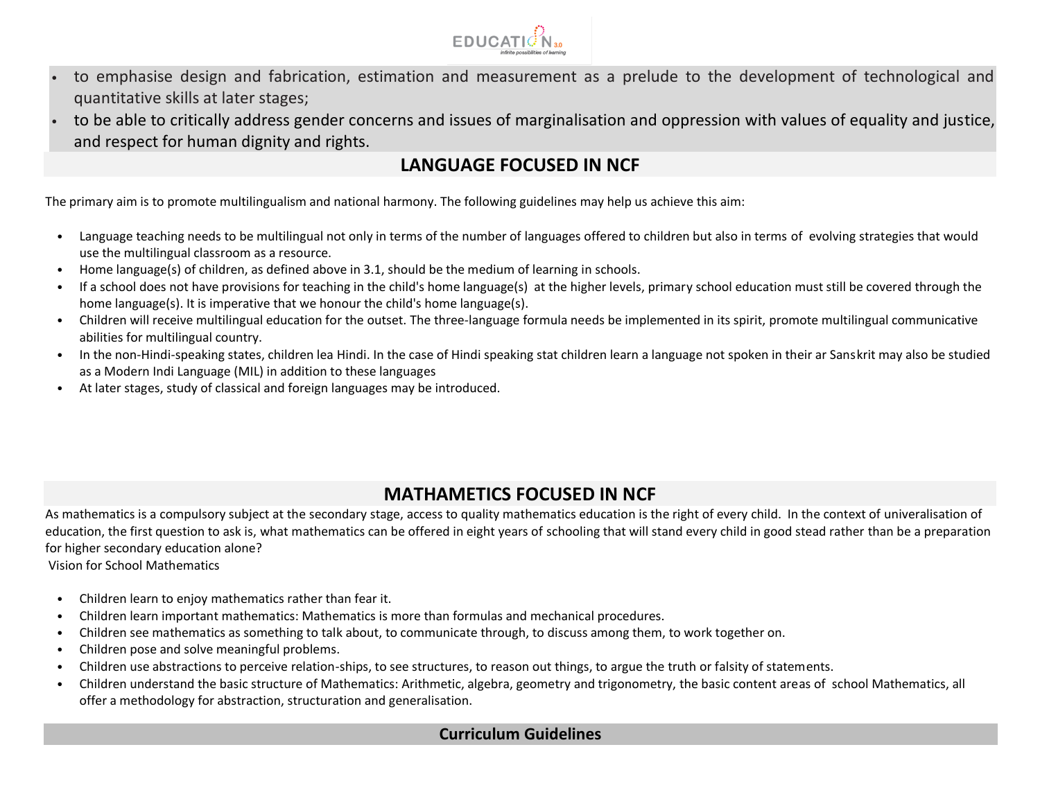- to emphasise design and fabrication, estimation and measurement as a prelude to the development of technological and quantitative skills at later stages;
- to be able to critically address gender concerns and issues of marginalisation and oppression with values of equality and justice, and respect for human dignity and rights.

## LANGUAGE FOCUSED IN NCF

The primary aim is to promote multilingualism and national harmony. The following guidelines may help us achieve this aim:

- Language teaching needs to be multilingual not only in terms of the number of languages offered to children but also in terms of evolving strategies that would use the multilingual classroom as a resource.
- Home language(s) of children, as defined above in 3.1, should be the medium of learning in schools.
- If a school does not have provisions for teaching in the child's home language(s) at the higher levels, primary school education must still be covered through the home language(s). It is imperative that we honour the child's home language(s).
- Children will receive multilingual education for the outset. The three-language formula needs be implemented in its spirit, promote multilingual communicative abilities for multilingual country.
- In the non-Hindi-speaking states, children lea Hindi. In the case of Hindi speaking stat children learn a language not spoken in their ar Sanskrit may also be studied as a Modern Indi Language (MIL) in addition to these languages
- At later stages, study of classical and foreign languages may be introduced.

## MATHAMETICS FOCUSED IN NCF

As mathematics is a compulsory subject at the secondary stage, access to quality mathematics education is the right of every child. In the context of univeralisation of education, the first question to ask is, what mathematics can be offered in eight years of schooling that will stand every child in good stead rather than be a preparation for higher secondary education alone?

Vision for School Mathematics

- Children learn to enjoy mathematics rather than fear it.
- Children learn important mathematics: Mathematics is more than formulas and mechanical procedures.
- Children see mathematics as something to talk about, to communicate through, to discuss among them, to work together on.
- Children pose and solve meaningful problems.
- Children use abstractions to perceive relation-ships, to see structures, to reason out things, to argue the truth or falsity of statements.
- Children understand the basic structure of Mathematics: Arithmetic, algebra, geometry and trigonometry, the basic content areas of school Mathematics, all offer a methodology for abstraction, structuration and generalisation.

### Curriculum Guidelines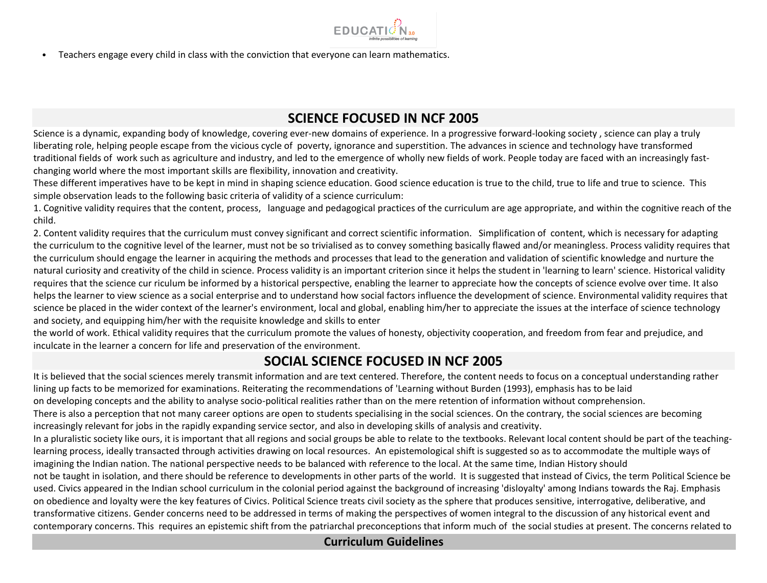- Teachers engage every child in class with the conviction that everyone can learn mathematics.

## SCIENCE FOCUSED IN NCF 2005

Science is a dynamic, expanding body of knowledge, covering ever-new domains of experience. In a progressive forward-looking society , science can play a truly liberating role, helping people escape from the vicious cycle of poverty, ignorance and superstition. The advances in science and technology have transformed traditional fields of work such as agriculture and industry, and led to the emergence of wholly new fields of work. People today are faced with an increasingly fast-changing world where the most important skills are flexibility, innovation and creativity.

These different imperatives have to be kept in mind in shaping science education. Good science education is true to the child, true to life and true to science. This simple observation leads to the following basic criteria of validity of a science curriculum:

1. Cognitive validity requires that the content, process, language and pedagogical practices of the curriculum are age appropriate, and within the cognitive reach of the child.

2. Content validity requires that the curriculum must convey significant and correct scientific information. Simplification of content, which is necessary for adapting the curriculum to the cognitive level of the learner, must not be so trivialised as to convey something basically flawed and/or meaningless. Process validity requires that the curriculum should engage the learner in acquiring the methods and processes that lead to the generation and validation of scientific knowledge and nurture the natural curiosity and creativity of the child in science. Process validity is an important criterion since it helps the student in 'learning to learn' science. Historical validity requires that the science cur riculum be informed by a historical perspective, enabling the learner to appreciate how the concepts of science evolve over time. It also helps the learner to view science as a social enterprise and to understand how social factors influence the development of science. Environmental validity requires that science be placed in the wider context of the learner's environment, local and global, enabling him/her to appreciate the issues at the interface of science technology and society, and equipping him/her with the requisite knowledge and skills to enter the world of work. Ethical validity requires that the curriculum promote the values of honesty, objectivity cooperation, and freedom from fear and prejudice, and inculcate in the learner a concern for life and preservation of the environment.

## SOCIAL SCIENCE FOCUSED IN NCF 2005

It is believed that the social sciences merely transmit information and are text centered. Therefore, the content needs to focus on a conceptual understanding rather lining up facts to be memorized for examinations. Reiterating the recommendations of 'Learning without Burden (1993), emphasis has to be laid on developing concepts and the ability to analyse socio-political realities rather than on the mere retention of information without comprehension.

There is also a perception that not many career options are open to students specialising in the social sciences. On the contrary, the social sciences are becoming increasingly relevant for jobs in the rapidly expanding service sector, and also in developing skills of analysis and creativity.

In a pluralistic society like ours, it is important that all regions and social groups be able to relate to the textbooks. Relevant local content should be part of the teaching-learning process, ideally transacted through activities drawing on local resources. An epistemological shift is suggested so as to accommodate the multiple ways of imagining the Indian nation. The national perspective needs to be balanced with reference to the local. At the same time, Indian History should not be taught in isolation, and there should be reference to developments in other parts of the world. It is suggested that instead of Civics, the term Political Science be used. Civics appeared in the Indian school curriculum in the colonial period against the background of increasing 'disloyalty' among Indians towards the Raj. Emphasis on obedience and loyalty were the key features of Civics. Political Science treats civil society as the sphere that produces sensitive, interrogative, deliberative, and transformative citizens. Gender concerns need to be addressed in terms of making the perspectives of women integral to the discussion of any historical event and contemporary concerns. This requires an epistemic shift from the patriarchal preconceptions that inform much of the social studies at present. The concerns related to

### Curriculum Guidelines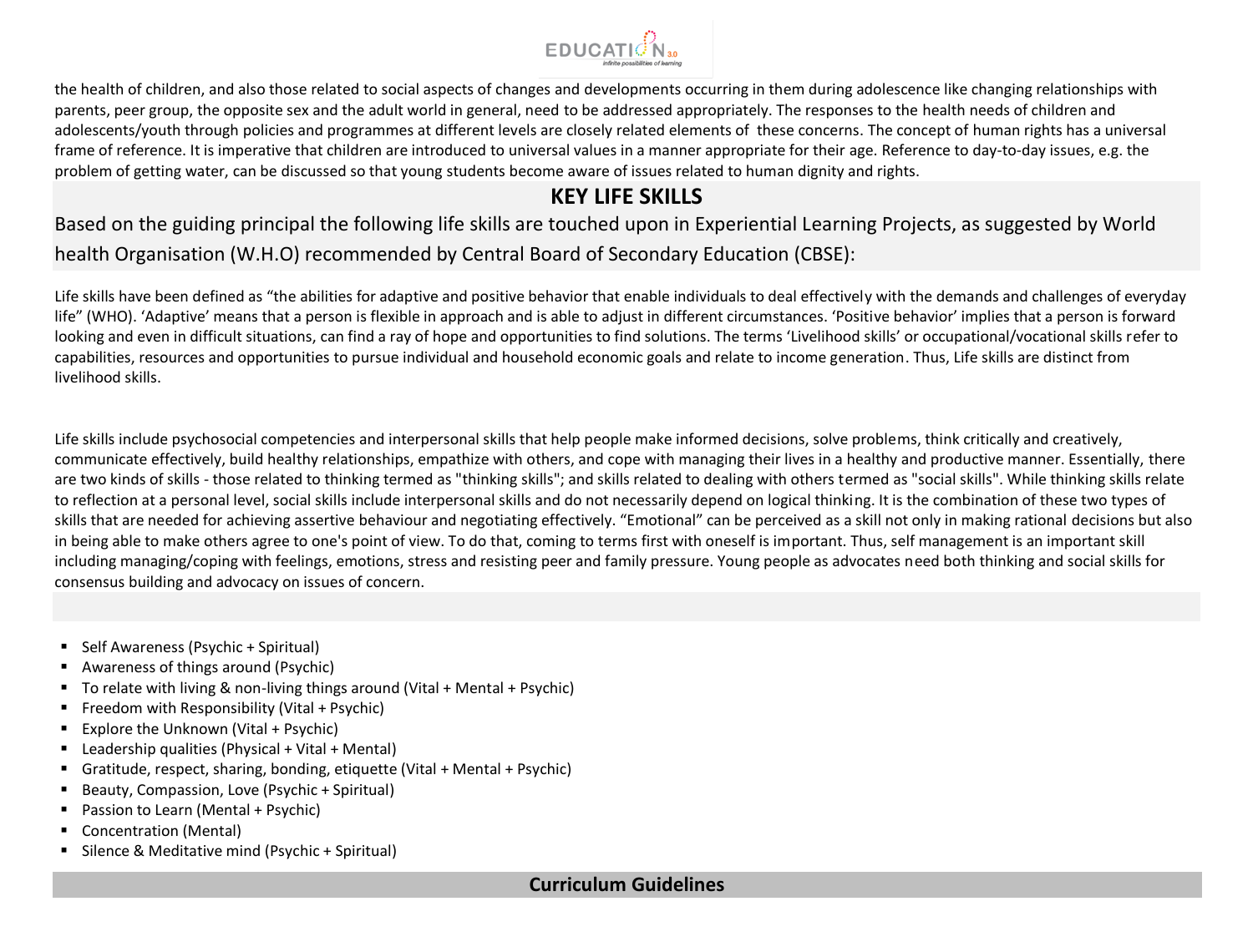the health of children, and also those related to social aspects of changes and developments occurring in them during adolescence like changing relationships with parents, peer group, the opposite sex and the adult world in general, need to be addressed appropriately. The responses to the health needs of children and adolescents/youth through policies and programmes at different levels are closely related elements of these concerns. The concept of human rights has a universal frame of reference. It is imperative that children are introduced to universal values in a manner appropriate for their age. Reference to day-to-day issues, e.g. the problem of getting water, can be discussed so that young students become aware of issues related to human dignity and rights.

## KEY LIFE SKILLS

Based on the guiding principal the following life skills are touched upon in Experiential Learning Projects, as suggested by World health Organisation (W.H.O) recommended by Central Board of Secondary Education (CBSE):

Life skills have been defined as "the abilities for adaptive and positive behavior that enable individuals to deal effectively with the demands and challenges of everyday life" (WHO). 'Adaptive' means that a person is flexible in approach and is able to adjust in different circumstances. 'Positive behavior' implies that a person is forward looking and even in difficult situations, can find a ray of hope and opportunities to find solutions. The terms 'Livelihood skills' or occupational/vocational skills refer to capabilities, resources and opportunities to pursue individual and household economic goals and relate to income generation. Thus, Life skills are distinct from livelihood skills.

Life skills include psychosocial competencies and interpersonal skills that help people make informed decisions, solve problems, think critically and creatively, communicate effectively, build healthy relationships, empathize with others, and cope with managing their lives in a healthy and productive manner. Essentially, there are two kinds of skills - those related to thinking termed as "thinking skills"; and skills related to dealing with others termed as "social skills". While thinking skills relate to reflection at a personal level, social skills include interpersonal skills and do not necessarily depend on logical thinking. It is the combination of these two types of skills that are needed for achieving assertive behaviour and negotiating effectively. "Emotional" can be perceived as a skill not only in making rational decisions but also in being able to make others agree to one's point of view. To do that, coming to terms first with oneself is important. Thus, self management is an important skill including managing/coping with feelings, emotions, stress and resisting peer and family pressure. Young people as advocates need both thinking and social skills for consensus building and advocacy on issues of concern.

- Self Awareness (Psychic + Spiritual)
- Awareness of things around (Psychic)
- To relate with living & non-living things around (Vital + Mental + Psychic)
- Freedom with Responsibility (Vital + Psychic)
- Explore the Unknown (Vital + Psychic)
- Leadership qualities (Physical + Vital + Mental)
- Gratitude, respect, sharing, bonding, etiquette (Vital + Mental + Psychic)
- Beauty, Compassion, Love (Psychic + Spiritual)
- Passion to Learn (Mental + Psychic)
- Concentration (Mental)
- Silence & Meditative mind (Psychic + Spiritual)

## Curriculum Guidelines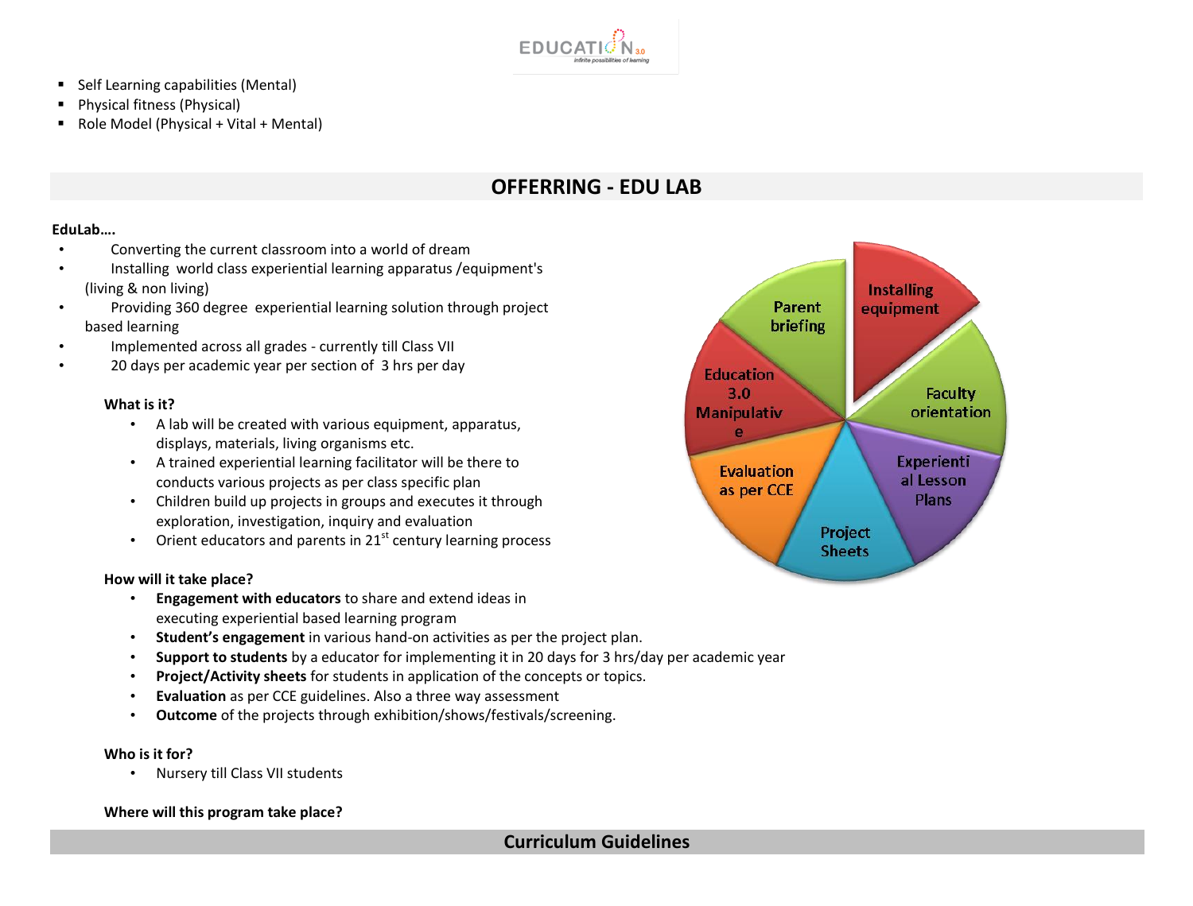- Self Learning capabilities (Mental)
- Physical fitness (Physical)
- Role Model (Physical + Vital + Mental)

## OFFERRING - EDU LAB

**EduLab….**

- Converting the current classroom into a world of dream
- Installing world class experiential learning apparatus /equipment's (living & non living)
- Providing 360 degree experiential learning solution through project based learning
- Implemented across all grades - currently till Class VII
- 20 days per academic year per section of 3 hrs per day

**What is it?**

- A lab will be created with various equipment, apparatus, displays, materials, living organisms etc.
- A trained experiential learning facilitator will be there to conducts various projects as per class specific plan
- Children build up projects in groups and executes it through exploration, investigation, inquiry and evaluation
- Orient educators and parents in 21st century learning process

Installing equipment | Faculty orientation | Experiential Lesson Plans | Project Sheets | Evaluation as per CCE | Education 3.0 Manipulative | Parent briefing

**How will it take place?**

- **Engagement with educators** to share and extend ideas in executing experiential based learning program
- **Student's engagement** in various hand-on activities as per the project plan.
- **Support to students** by a educator for implementing it in 20 days for 3 hrs/day per academic year
- **Project/Activity sheets** for students in application of the concepts or topics.
- **Evaluation** as per CCE guidelines. Also a three way assessment
- **Outcome** of the projects through exhibition/shows/festivals/screening.

**Who is it for?**

- Nursery till Class VII students

**Where will this program take place?**

## Curriculum Guidelines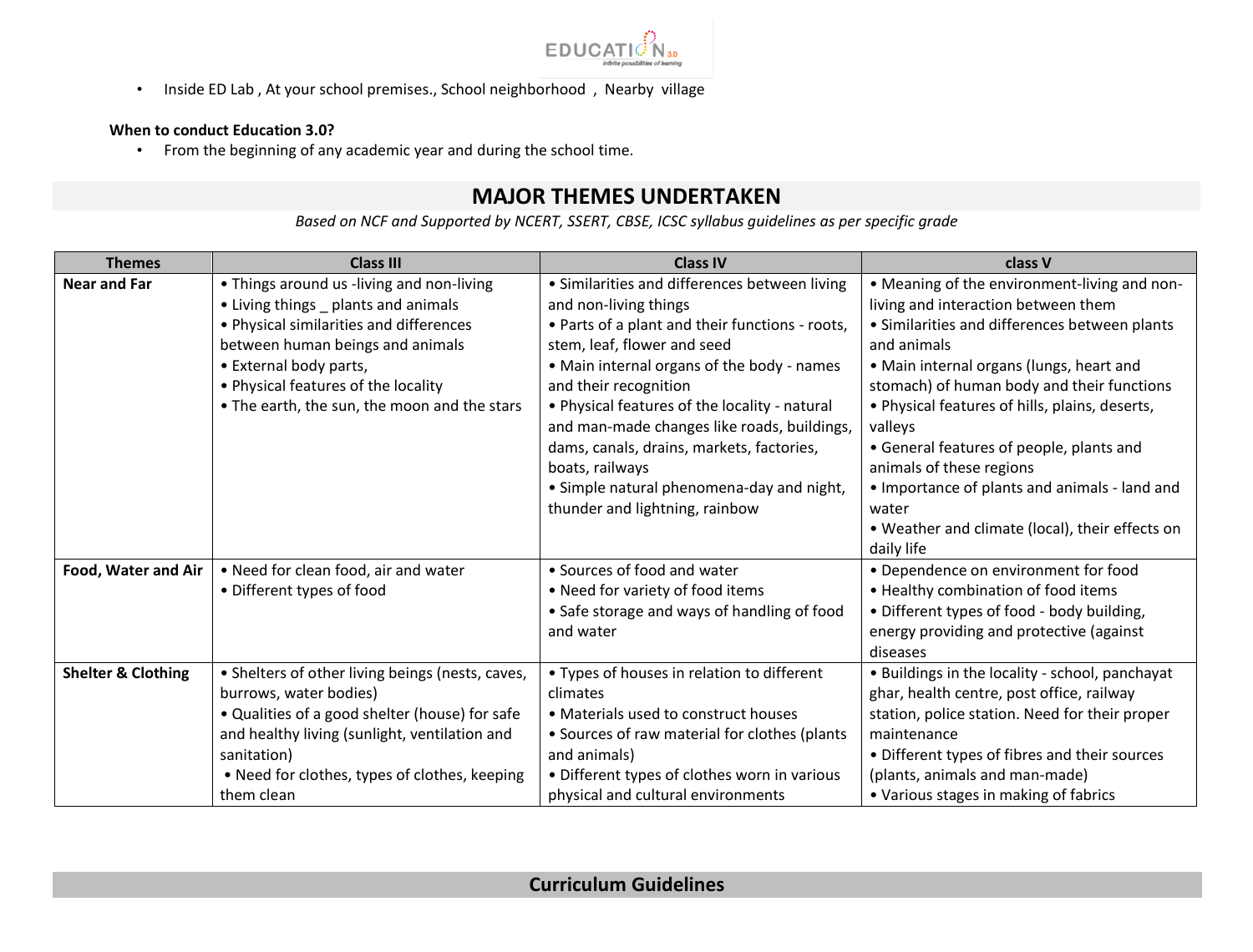- Inside ED Lab , At your school premises., School neighborhood , Nearby village

**When to conduct Education 3.0?**

- From the beginning of any academic year and during the school time.

## MAJOR THEMES UNDERTAKEN

*Based on NCF and Supported by NCERT, SSERT, CBSE, ICSC syllabus guidelines as per specific grade*

| Themes | Class III | Class IV | class V |
|---|---|---|---|
| **Near and Far** | • Things around us -living and non-living<br>• Living things _ plants and animals<br>• Physical similarities and differences between human beings and animals<br>• External body parts,<br>• Physical features of the locality<br>• The earth, the sun, the moon and the stars | • Similarities and differences between living and non-living things<br>• Parts of a plant and their functions - roots, stem, leaf, flower and seed<br>• Main internal organs of the body - names and their recognition<br>• Physical features of the locality - natural and man-made changes like roads, buildings, dams, canals, drains, markets, factories, boats, railways<br>• Simple natural phenomena-day and night, thunder and lightning, rainbow | • Meaning of the environment-living and non-living and interaction between them<br>• Similarities and differences between plants and animals<br>• Main internal organs (lungs, heart and stomach) of human body and their functions<br>• Physical features of hills, plains, deserts, valleys<br>• General features of people, plants and animals of these regions<br>• Importance of plants and animals - land and water<br>• Weather and climate (local), their effects on daily life |
| **Food, Water and Air** | • Need for clean food, air and water<br>• Different types of food | • Sources of food and water<br>• Need for variety of food items<br>• Safe storage and ways of handling of food and water | • Dependence on environment for food<br>• Healthy combination of food items<br>• Different types of food - body building, energy providing and protective (against diseases |
| **Shelter & Clothing** | • Shelters of other living beings (nests, caves, burrows, water bodies)<br>• Qualities of a good shelter (house) for safe and healthy living (sunlight, ventilation and sanitation)<br>• Need for clothes, types of clothes, keeping them clean | • Types of houses in relation to different climates<br>• Materials used to construct houses<br>• Sources of raw material for clothes (plants and animals)<br>• Different types of clothes worn in various physical and cultural environments | • Buildings in the locality - school, panchayat ghar, health centre, post office, railway station, police station. Need for their proper maintenance<br>• Different types of fibres and their sources (plants, animals and man-made)<br>• Various stages in making of fabrics |

## Curriculum Guidelines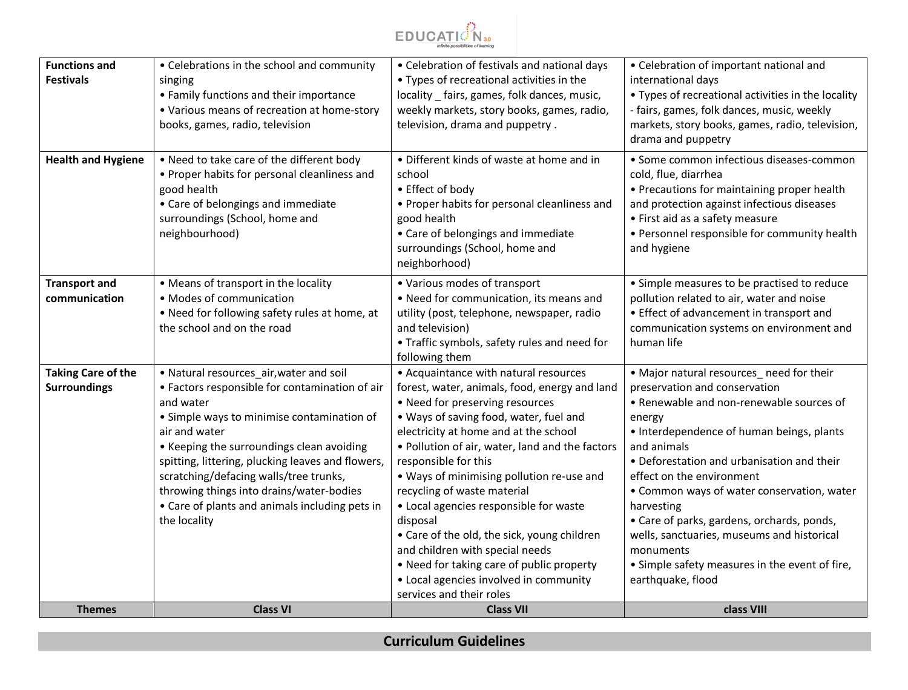| Functions and Festivals | • Celebrations in the school and community singing<br>• Family functions and their importance<br>• Various means of recreation at home-story books, games, radio, television | • Celebration of festivals and national days<br>• Types of recreational activities in the locality _ fairs, games, folk dances, music, weekly markets, story books, games, radio, television, drama and puppetry . | • Celebration of important national and international days<br>• Types of recreational activities in the locality - fairs, games, folk dances, music, weekly markets, story books, games, radio, television, drama and puppetry |
|---|---|---|---|
| **Health and Hygiene** | • Need to take care of the different body<br>• Proper habits for personal cleanliness and good health<br>• Care of belongings and immediate surroundings (School, home and neighbourhood) | • Different kinds of waste at home and in school<br>• Effect of body<br>• Proper habits for personal cleanliness and good health<br>• Care of belongings and immediate surroundings (School, home and neighborhood) | • Some common infectious diseases-common cold, flue, diarrhea<br>• Precautions for maintaining proper health and protection against infectious diseases<br>• First aid as a safety measure<br>• Personnel responsible for community health and hygiene |
| **Transport and communication** | • Means of transport in the locality<br>• Modes of communication<br>• Need for following safety rules at home, at the school and on the road | • Various modes of transport<br>• Need for communication, its means and utility (post, telephone, newspaper, radio and television)<br>• Traffic symbols, safety rules and need for following them | • Simple measures to be practised to reduce pollution related to air, water and noise<br>• Effect of advancement in transport and communication systems on environment and human life |
| **Taking Care of the Surroundings** | • Natural resources_air,water and soil<br>• Factors responsible for contamination of air and water<br>• Simple ways to minimise contamination of air and water<br>• Keeping the surroundings clean avoiding spitting, littering, plucking leaves and flowers, scratching/defacing walls/tree trunks, throwing things into drains/water-bodies<br>• Care of plants and animals including pets in the locality | • Acquaintance with natural resources forest, water, animals, food, energy and land<br>• Need for preserving resources<br>• Ways of saving food, water, fuel and electricity at home and at the school<br>• Pollution of air, water, land and the factors responsible for this<br>• Ways of minimising pollution re-use and recycling of waste material<br>• Local agencies responsible for waste disposal<br>• Care of the old, the sick, young children and children with special needs<br>• Need for taking care of public property<br>• Local agencies involved in community services and their roles | • Major natural resources_ need for their preservation and conservation<br>• Renewable and non-renewable sources of energy<br>• Interdependence of human beings, plants and animals<br>• Deforestation and urbanisation and their effect on the environment<br>• Common ways of water conservation, water harvesting<br>• Care of parks, gardens, orchards, ponds, wells, sanctuaries, museums and historical monuments<br>• Simple safety measures in the event of fire, earthquake, flood |
| **Themes** | **Class VI** | **Class VII** | **class VIII** |

## Curriculum Guidelines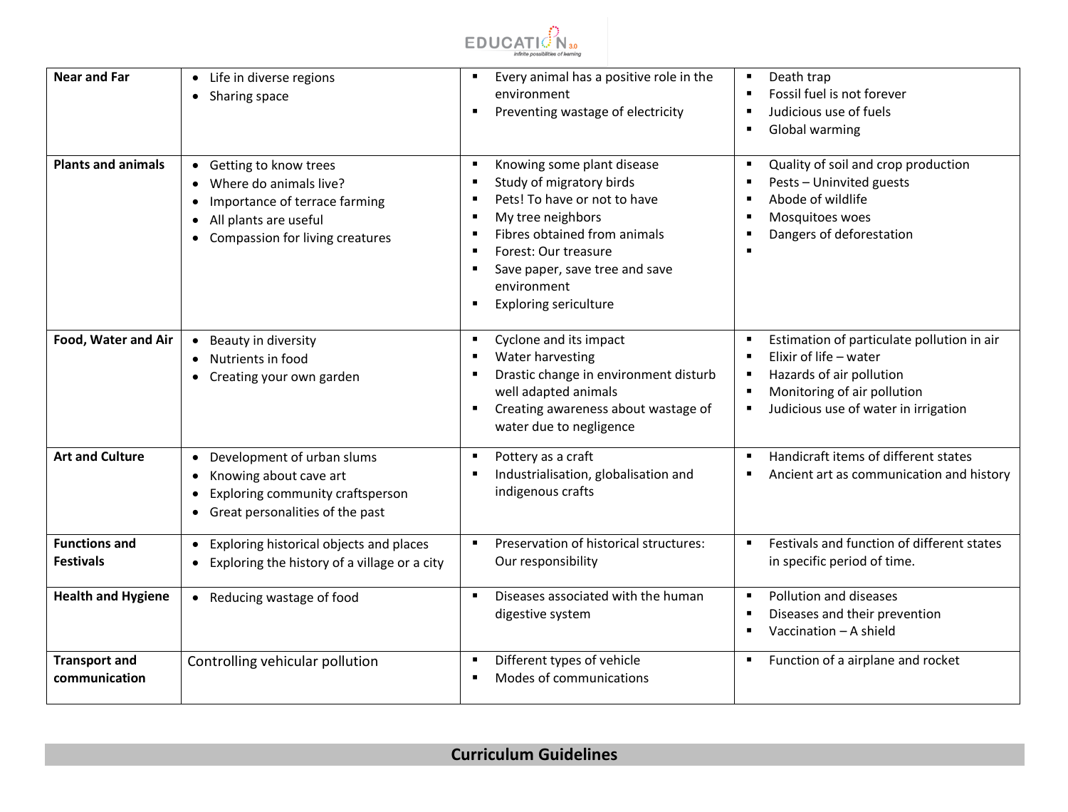| Near and Far | Life in diverse regions<br>Sharing space | Every animal has a positive role in the environment<br>Preventing wastage of electricity | Death trap<br>Fossil fuel is not forever<br>Judicious use of fuels<br>Global warming |
|---|---|---|---|
| **Plants and animals** | Getting to know trees<br>Where do animals live?<br>Importance of terrace farming<br>All plants are useful<br>Compassion for living creatures | Knowing some plant disease<br>Study of migratory birds<br>Pets! To have or not to have<br>My tree neighbors<br>Fibres obtained from animals<br>Forest: Our treasure<br>Save paper, save tree and save environment<br>Exploring sericulture | Quality of soil and crop production<br>Pests – Uninvited guests<br>Abode of wildlife<br>Mosquitoes woes<br>Dangers of deforestation |
| **Food, Water and Air** | Beauty in diversity<br>Nutrients in food<br>Creating your own garden | Cyclone and its impact<br>Water harvesting<br>Drastic change in environment disturb well adapted animals<br>Creating awareness about wastage of water due to negligence | Estimation of particulate pollution in air<br>Elixir of life – water<br>Hazards of air pollution<br>Monitoring of air pollution<br>Judicious use of water in irrigation |
| **Art and Culture** | Development of urban slums<br>Knowing about cave art<br>Exploring community craftsperson<br>Great personalities of the past | Pottery as a craft<br>Industrialisation, globalisation and indigenous crafts | Handicraft items of different states<br>Ancient art as communication and history |
| **Functions and Festivals** | Exploring historical objects and places<br>Exploring the history of a village or a city | Preservation of historical structures: Our responsibility | Festivals and function of different states in specific period of time. |
| **Health and Hygiene** | Reducing wastage of food | Diseases associated with the human digestive system | Pollution and diseases<br>Diseases and their prevention<br>Vaccination – A shield |
| **Transport and communication** | Controlling vehicular pollution | Different types of vehicle<br>Modes of communications | Function of a airplane and rocket |

## Curriculum Guidelines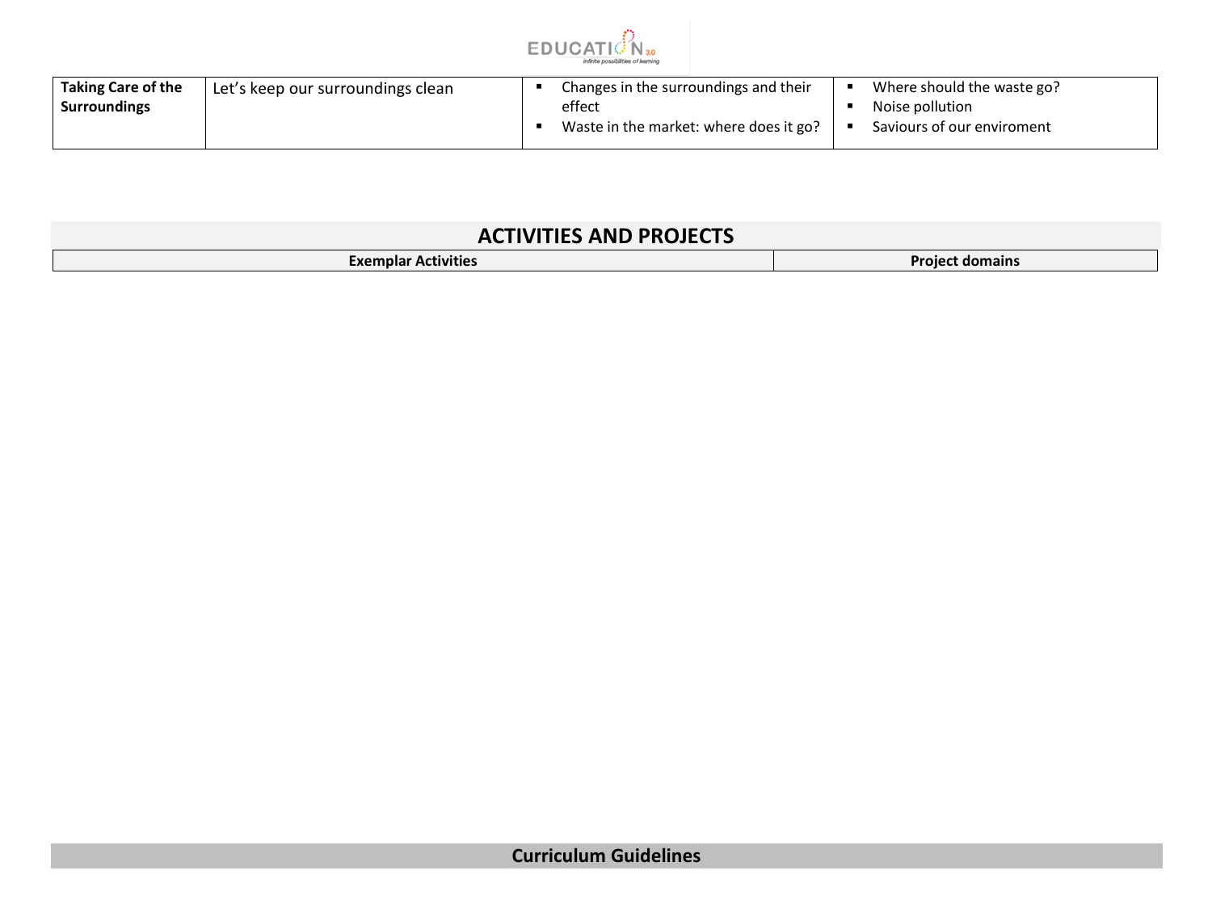| Taking Care of the Surroundings | Let's keep our surroundings clean | ▪ Changes in the surroundings and their effect<br>▪ Waste in the market: where does it go? | ▪ Where should the waste go?<br>▪ Noise pollution<br>▪ Saviours of our enviroment |
|---|---|---|---|

## ACTIVITIES AND PROJECTS

| Exemplar Activities | Project domains |
|---|---|

## Curriculum Guidelines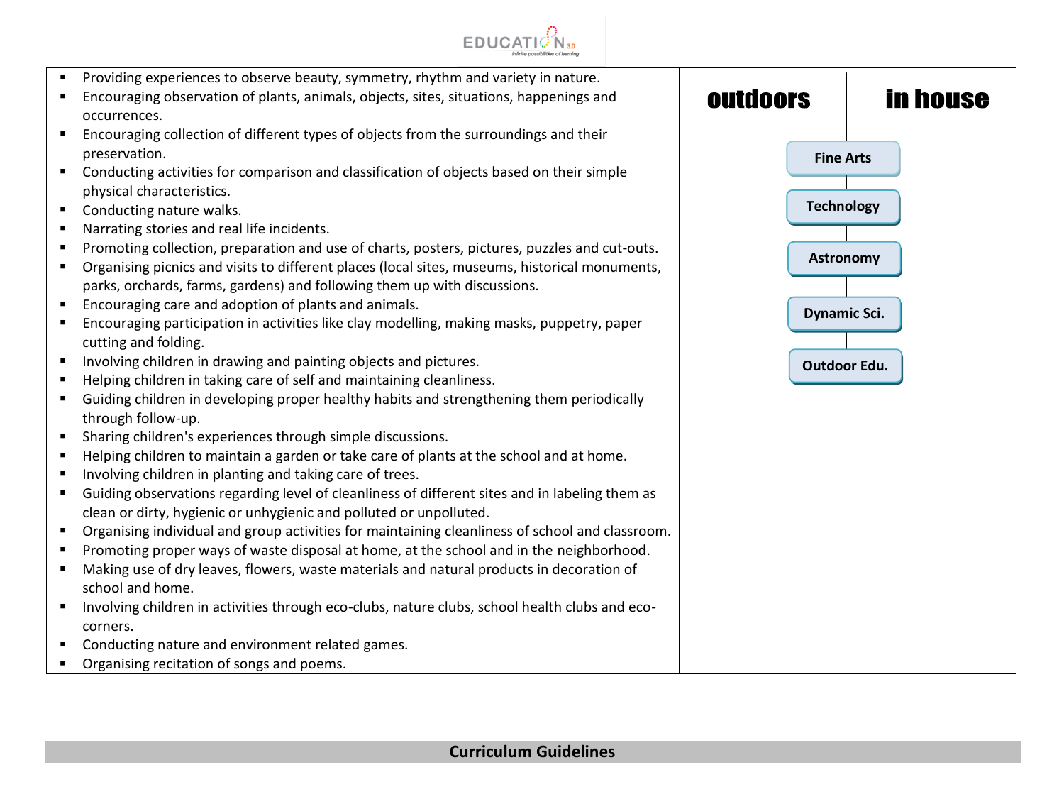- Providing experiences to observe beauty, symmetry, rhythm and variety in nature.
- Encouraging observation of plants, animals, objects, sites, situations, happenings and occurrences.
- Encouraging collection of different types of objects from the surroundings and their preservation.
- Conducting activities for comparison and classification of objects based on their simple physical characteristics.
- Conducting nature walks.
- Narrating stories and real life incidents.
- Promoting collection, preparation and use of charts, posters, pictures, puzzles and cut-outs.
- Organising picnics and visits to different places (local sites, museums, historical monuments, parks, orchards, farms, gardens) and following them up with discussions.
- Encouraging care and adoption of plants and animals.
- Encouraging participation in activities like clay modelling, making masks, puppetry, paper cutting and folding.
- Involving children in drawing and painting objects and pictures.
- Helping children in taking care of self and maintaining cleanliness.
- Guiding children in developing proper healthy habits and strengthening them periodically through follow-up.
- Sharing children's experiences through simple discussions.
- Helping children to maintain a garden or take care of plants at the school and at home.
- Involving children in planting and taking care of trees.
- Guiding observations regarding level of cleanliness of different sites and in labeling them as clean or dirty, hygienic or unhygienic and polluted or unpolluted.
- Organising individual and group activities for maintaining cleanliness of school and classroom.
- Promoting proper ways of waste disposal at home, at the school and in the neighborhood.
- Making use of dry leaves, flowers, waste materials and natural products in decoration of school and home.
- Involving children in activities through eco-clubs, nature clubs, school health clubs and eco-corners.
- Conducting nature and environment related games.
- Organising recitation of songs and poems.

**outdoors** | **in house**

Fine Arts

Technology

Astronomy

Dynamic Sci.

Outdoor Edu.